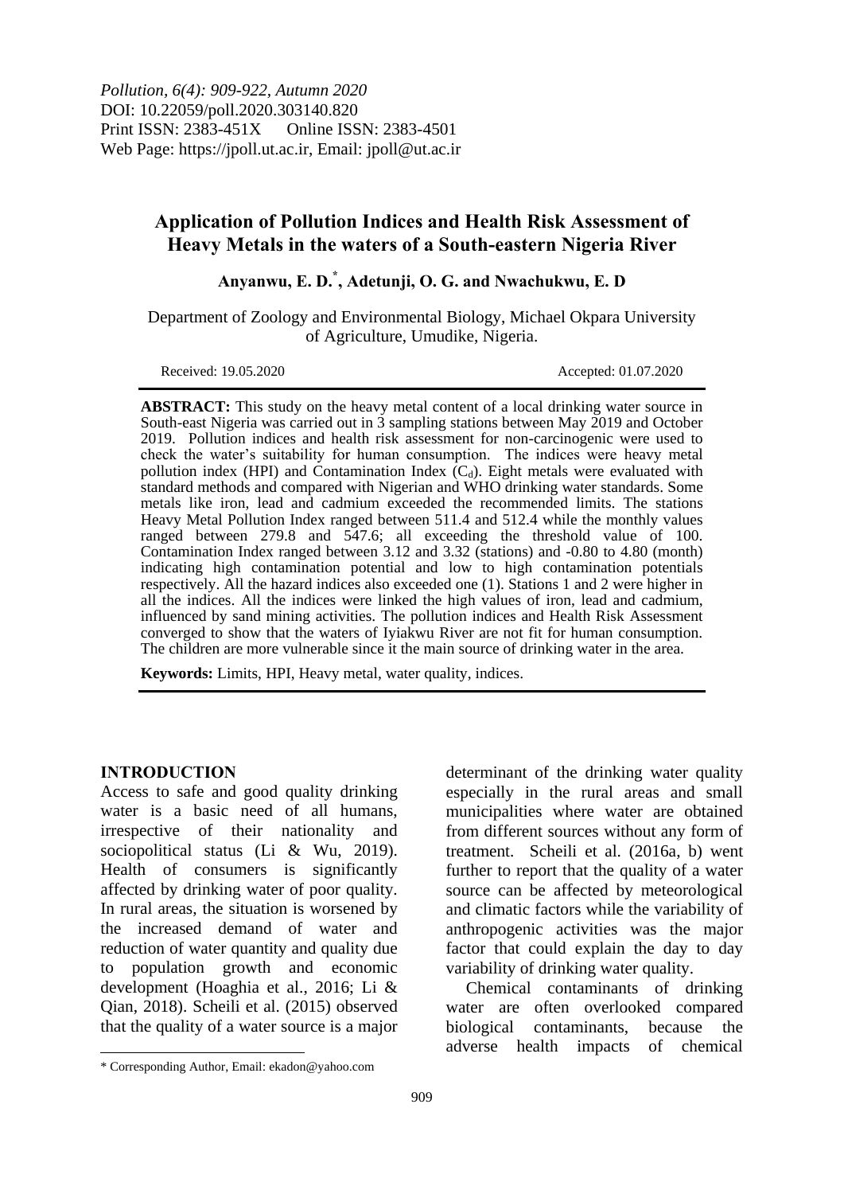*Pollution, 6(4): 909-922, Autumn 2020*
DOI: 10.22059/poll.2020.303140.820
Print ISSN: 2383-451X Online ISSN: 2383-4501
Web Page: https://jpoll.ut.ac.ir, Email: jpoll@ut.ac.ir

# Application of Pollution Indices and Health Risk Assessment of Heavy Metals in the waters of a South-eastern Nigeria River

**Anyanwu, E. D.*, Adetunji, O. G. and Nwachukwu, E. D**

Department of Zoology and Environmental Biology, Michael Okpara University of Agriculture, Umudike, Nigeria.

Received: 19.05.2020 Accepted: 01.07.2020

**ABSTRACT:** This study on the heavy metal content of a local drinking water source in South-east Nigeria was carried out in 3 sampling stations between May 2019 and October 2019. Pollution indices and health risk assessment for non-carcinogenic were used to check the water's suitability for human consumption. The indices were heavy metal pollution index (HPI) and Contamination Index ($C_d$). Eight metals were evaluated with standard methods and compared with Nigerian and WHO drinking water standards. Some metals like iron, lead and cadmium exceeded the recommended limits. The stations Heavy Metal Pollution Index ranged between 511.4 and 512.4 while the monthly values ranged between 279.8 and 547.6; all exceeding the threshold value of 100. Contamination Index ranged between 3.12 and 3.32 (stations) and -0.80 to 4.80 (month) indicating high contamination potential and low to high contamination potentials respectively. All the hazard indices also exceeded one (1). Stations 1 and 2 were higher in all the indices. All the indices were linked the high values of iron, lead and cadmium, influenced by sand mining activities. The pollution indices and Health Risk Assessment converged to show that the waters of Iyiakwu River are not fit for human consumption. The children are more vulnerable since it the main source of drinking water in the area.

**Keywords:** Limits, HPI, Heavy metal, water quality, indices.

## INTRODUCTION

Access to safe and good quality drinking water is a basic need of all humans, irrespective of their nationality and sociopolitical status (Li & Wu, 2019). Health of consumers is significantly affected by drinking water of poor quality. In rural areas, the situation is worsened by the increased demand of water and reduction of water quantity and quality due to population growth and economic development (Hoaghia et al., 2016; Li & Qian, 2018). Scheili et al. (2015) observed that the quality of a water source is a major determinant of the drinking water quality especially in the rural areas and small municipalities where water are obtained from different sources without any form of treatment. Scheili et al. (2016a, b) went further to report that the quality of a water source can be affected by meteorological and climatic factors while the variability of anthropogenic activities was the major factor that could explain the day to day variability of drinking water quality.

Chemical contaminants of drinking water are often overlooked compared biological contaminants, because the adverse health impacts of chemical

\* Corresponding Author, Email: ekadon@yahoo.com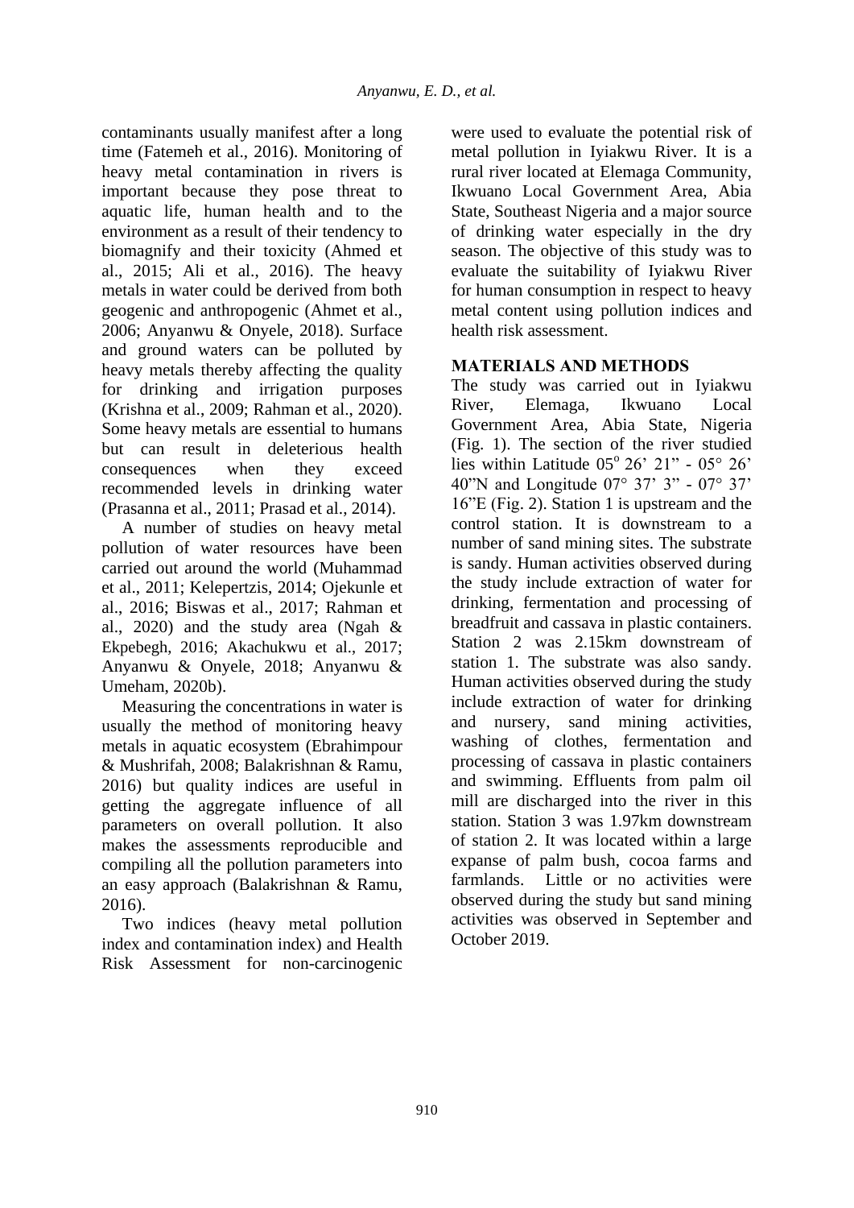contaminants usually manifest after a long time (Fatemeh et al., 2016). Monitoring of heavy metal contamination in rivers is important because they pose threat to aquatic life, human health and to the environment as a result of their tendency to biomagnify and their toxicity (Ahmed et al., 2015; Ali et al., 2016). The heavy metals in water could be derived from both geogenic and anthropogenic (Ahmet et al., 2006; Anyanwu & Onyele, 2018). Surface and ground waters can be polluted by heavy metals thereby affecting the quality for drinking and irrigation purposes (Krishna et al., 2009; Rahman et al., 2020). Some heavy metals are essential to humans but can result in deleterious health consequences when they exceed recommended levels in drinking water (Prasanna et al., 2011; Prasad et al., 2014).

A number of studies on heavy metal pollution of water resources have been carried out around the world (Muhammad et al., 2011; Kelepertzis, 2014; Ojekunle et al., 2016; Biswas et al., 2017; Rahman et al., 2020) and the study area (Ngah & Ekpebegh, 2016; Akachukwu et al., 2017; Anyanwu & Onyele, 2018; Anyanwu & Umeham, 2020b).

Measuring the concentrations in water is usually the method of monitoring heavy metals in aquatic ecosystem (Ebrahimpour & Mushrifah, 2008; Balakrishnan & Ramu, 2016) but quality indices are useful in getting the aggregate influence of all parameters on overall pollution. It also makes the assessments reproducible and compiling all the pollution parameters into an easy approach (Balakrishnan & Ramu, 2016).

Two indices (heavy metal pollution index and contamination index) and Health Risk Assessment for non-carcinogenic were used to evaluate the potential risk of metal pollution in Iyiakwu River. It is a rural river located at Elemaga Community, Ikwuano Local Government Area, Abia State, Southeast Nigeria and a major source of drinking water especially in the dry season. The objective of this study was to evaluate the suitability of Iyiakwu River for human consumption in respect to heavy metal content using pollution indices and health risk assessment.

## MATERIALS AND METHODS

The study was carried out in Iyiakwu River, Elemaga, Ikwuano Local Government Area, Abia State, Nigeria (Fig. 1). The section of the river studied lies within Latitude 05$^{o}$ 26' 21" - 05° 26' 40"N and Longitude 07° 37' 3" - 07° 37' 16"E (Fig. 2). Station 1 is upstream and the control station. It is downstream to a number of sand mining sites. The substrate is sandy. Human activities observed during the study include extraction of water for drinking, fermentation and processing of breadfruit and cassava in plastic containers. Station 2 was 2.15km downstream of station 1. The substrate was also sandy. Human activities observed during the study include extraction of water for drinking and nursery, sand mining activities, washing of clothes, fermentation and processing of cassava in plastic containers and swimming. Effluents from palm oil mill are discharged into the river in this station. Station 3 was 1.97km downstream of station 2. It was located within a large expanse of palm bush, cocoa farms and farmlands. Little or no activities were observed during the study but sand mining activities was observed in September and October 2019.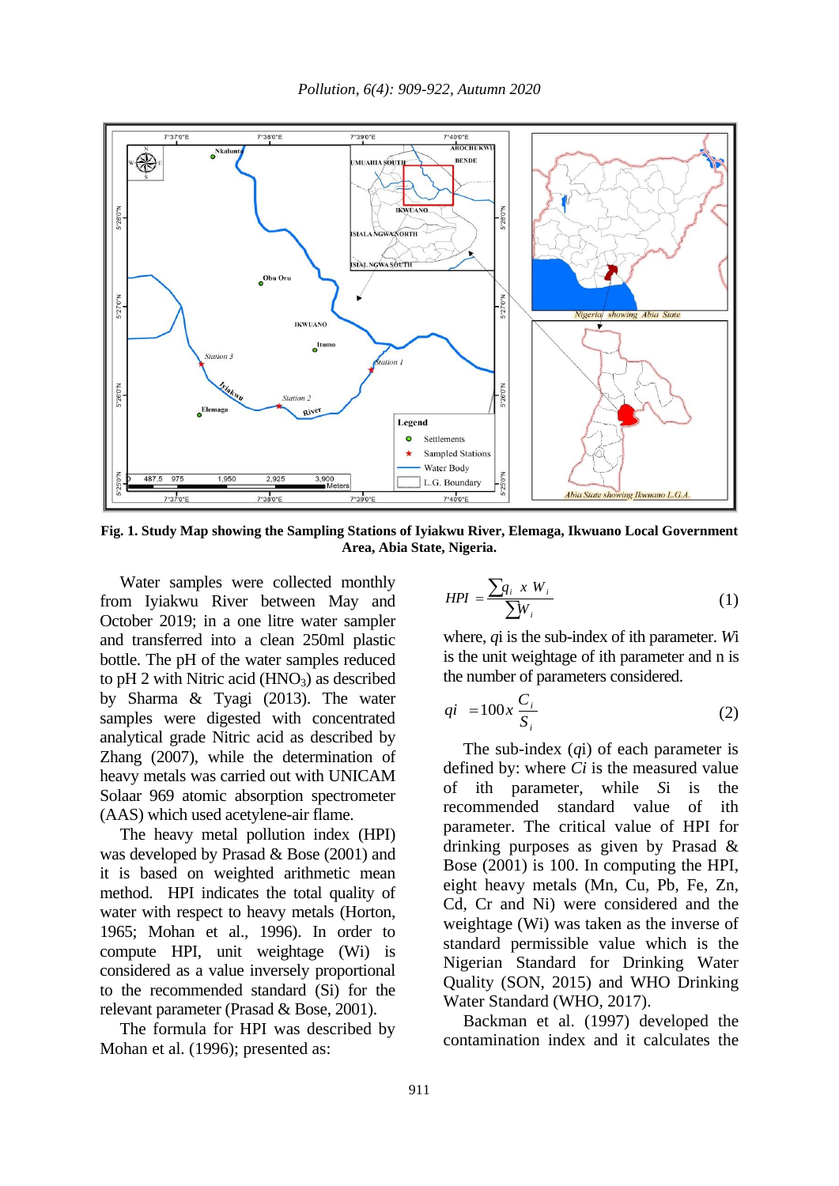**Fig. 1. Study Map showing the Sampling Stations of Iyiakwu River, Elemaga, Ikwuano Local Government Area, Abia State, Nigeria.**

Water samples were collected monthly from Iyiakwu River between May and October 2019; in a one litre water sampler and transferred into a clean 250ml plastic bottle. The pH of the water samples reduced to pH 2 with Nitric acid ($HNO_3$) as described by Sharma & Tyagi (2013). The water samples were digested with concentrated analytical grade Nitric acid as described by Zhang (2007), while the determination of heavy metals was carried out with UNICAM Solaar 969 atomic absorption spectrometer (AAS) which used acetylene-air flame.

The heavy metal pollution index (HPI) was developed by Prasad & Bose (2001) and it is based on weighted arithmetic mean method. HPI indicates the total quality of water with respect to heavy metals (Horton, 1965; Mohan et al., 1996). In order to compute HPI, unit weightage (Wi) is considered as a value inversely proportional to the recommended standard (Si) for the relevant parameter (Prasad & Bose, 2001).

The formula for HPI was described by Mohan et al. (1996); presented as:

$$HPI = \frac{\sum q_i \; x \; W_i}{\sum W_i} \tag{1}$$

where, *qi* is the sub-index of ith parameter. *Wi* is the unit weightage of ith parameter and n is the number of parameters considered.

$$qi = 100 x \frac{C_i}{S_i} \tag{2}$$

The sub-index (*qi*) of each parameter is defined by: where *Ci* is the measured value of ith parameter, while *Si* is the recommended standard value of ith parameter. The critical value of HPI for drinking purposes as given by Prasad & Bose (2001) is 100. In computing the HPI, eight heavy metals (Mn, Cu, Pb, Fe, Zn, Cd, Cr and Ni) were considered and the weightage (Wi) was taken as the inverse of standard permissible value which is the Nigerian Standard for Drinking Water Quality (SON, 2015) and WHO Drinking Water Standard (WHO, 2017).

Backman et al. (1997) developed the contamination index and it calculates the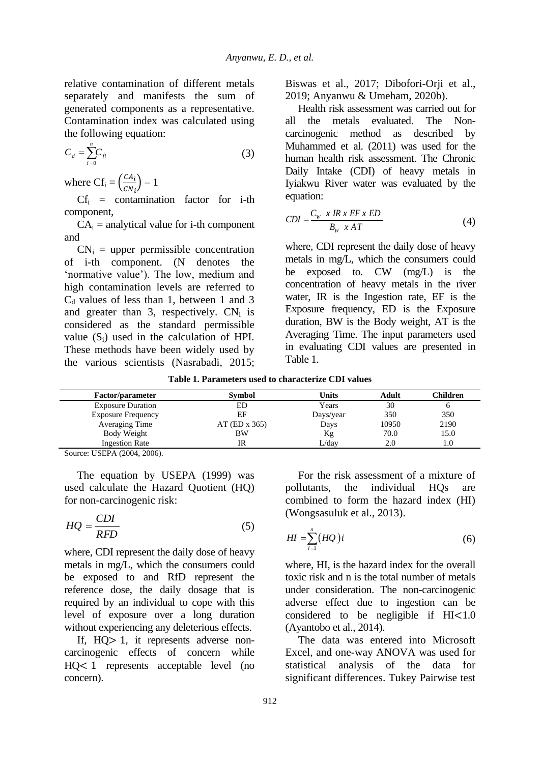relative contamination of different metals separately and manifests the sum of generated components as a representative. Contamination index was calculated using the following equation:

$$C_d = \sum_{i=0}^{n} C_{fi} \tag{3}$$

where $Cf_i = \left(\frac{CA_i}{CN_i}\right) - 1$

$Cf_i$ = contamination factor for i-th component,

$CA_i$ = analytical value for i-th component and

$CN_i$ = upper permissible concentration of i-th component. (N denotes the 'normative value'). The low, medium and high contamination levels are referred to $C_d$ values of less than 1, between 1 and 3 and greater than 3, respectively. $CN_i$ is considered as the standard permissible value ($S_i$) used in the calculation of HPI. These methods have been widely used by the various scientists (Nasrabadi, 2015; Biswas et al., 2017; Dibofori-Orji et al., 2019; Anyanwu & Umeham, 2020b).

Health risk assessment was carried out for all the metals evaluated. The Non-carcinogenic method as described by Muhammed et al. (2011) was used for the human health risk assessment. The Chronic Daily Intake (CDI) of heavy metals in Iyiakwu River water was evaluated by the equation:

$$CDI = \frac{C_W \ x \ IR \ x \ EF \ x \ ED}{B_W \ x \ AT} \tag{4}$$

where, CDI represent the daily dose of heavy metals in mg/L, which the consumers could be exposed to. CW (mg/L) is the concentration of heavy metals in the river water, IR is the Ingestion rate, EF is the Exposure frequency, ED is the Exposure duration, BW is the Body weight, AT is the Averaging Time. The input parameters used in evaluating CDI values are presented in Table 1.

**Table 1. Parameters used to characterize CDI values**

| Factor/parameter | Symbol | Units | Adult | Children |
|---|---|---|---|---|
| Exposure Duration | ED | Years | 30 | 6 |
| Exposure Frequency | EF | Days/year | 350 | 350 |
| Averaging Time | AT (ED x 365) | Days | 10950 | 2190 |
| Body Weight | BW | Kg | 70.0 | 15.0 |
| Ingestion Rate | IR | L/day | 2.0 | 1.0 |

Source: USEPA (2004, 2006).

The equation by USEPA (1999) was used calculate the Hazard Quotient (HQ) for non-carcinogenic risk:

$$HQ = \frac{CDI}{RFD} \tag{5}$$

where, CDI represent the daily dose of heavy metals in mg/L, which the consumers could be exposed to and RfD represent the reference dose, the daily dosage that is required by an individual to cope with this level of exposure over a long duration without experiencing any deleterious effects.

If, HQ$>$ 1, it represents adverse non-carcinogenic effects of concern while HQ$<$ 1 represents acceptable level (no concern).

For the risk assessment of a mixture of pollutants, the individual HQs are combined to form the hazard index (HI) (Wongsasuluk et al., 2013).

$$HI = \sum_{i=1}^{n} (HQ)i \tag{6}$$

where, HI, is the hazard index for the overall toxic risk and n is the total number of metals under consideration. The non-carcinogenic adverse effect due to ingestion can be considered to be negligible if HI$<$1.0 (Ayantobo et al., 2014).

The data was entered into Microsoft Excel, and one-way ANOVA was used for statistical analysis of the data for significant differences. Tukey Pairwise test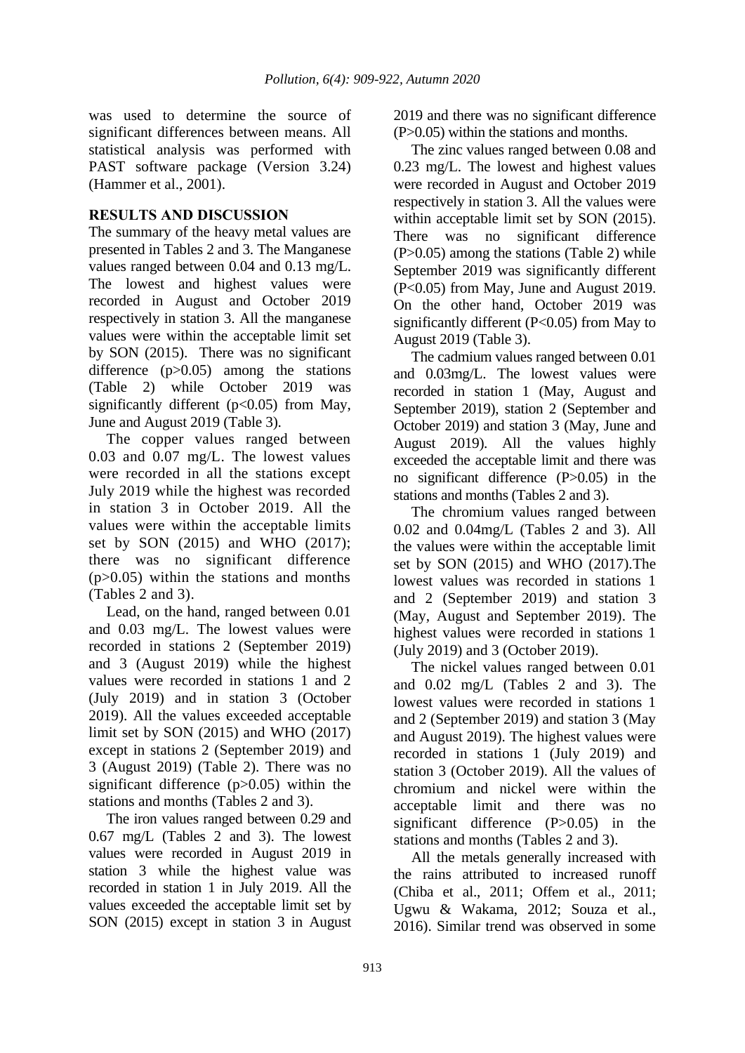was used to determine the source of significant differences between means. All statistical analysis was performed with PAST software package (Version 3.24) (Hammer et al., 2001).

## RESULTS AND DISCUSSION

The summary of the heavy metal values are presented in Tables 2 and 3. The Manganese values ranged between 0.04 and 0.13 mg/L. The lowest and highest values were recorded in August and October 2019 respectively in station 3. All the manganese values were within the acceptable limit set by SON (2015). There was no significant difference ($p>0.05$) among the stations (Table 2) while October 2019 was significantly different ($p<0.05$) from May, June and August 2019 (Table 3).

The copper values ranged between 0.03 and 0.07 mg/L. The lowest values were recorded in all the stations except July 2019 while the highest was recorded in station 3 in October 2019. All the values were within the acceptable limits set by SON (2015) and WHO (2017); there was no significant difference ($p>0.05$) within the stations and months (Tables 2 and 3).

Lead, on the hand, ranged between 0.01 and 0.03 mg/L. The lowest values were recorded in stations 2 (September 2019) and 3 (August 2019) while the highest values were recorded in stations 1 and 2 (July 2019) and in station 3 (October 2019). All the values exceeded acceptable limit set by SON (2015) and WHO (2017) except in stations 2 (September 2019) and 3 (August 2019) (Table 2). There was no significant difference ($p>0.05$) within the stations and months (Tables 2 and 3).

The iron values ranged between 0.29 and 0.67 mg/L (Tables 2 and 3). The lowest values were recorded in August 2019 in station 3 while the highest value was recorded in station 1 in July 2019. All the values exceeded the acceptable limit set by SON (2015) except in station 3 in August 2019 and there was no significant difference ($P>0.05$) within the stations and months.

The zinc values ranged between 0.08 and 0.23 mg/L. The lowest and highest values were recorded in August and October 2019 respectively in station 3. All the values were within acceptable limit set by SON (2015). There was no significant difference ($P>0.05$) among the stations (Table 2) while September 2019 was significantly different ($P<0.05$) from May, June and August 2019. On the other hand, October 2019 was significantly different ($P<0.05$) from May to August 2019 (Table 3).

The cadmium values ranged between 0.01 and 0.03mg/L. The lowest values were recorded in station 1 (May, August and September 2019), station 2 (September and October 2019) and station 3 (May, June and August 2019). All the values highly exceeded the acceptable limit and there was no significant difference ($P>0.05$) in the stations and months (Tables 2 and 3).

The chromium values ranged between 0.02 and 0.04mg/L (Tables 2 and 3). All the values were within the acceptable limit set by SON (2015) and WHO (2017).The lowest values was recorded in stations 1 and 2 (September 2019) and station 3 (May, August and September 2019). The highest values were recorded in stations 1 (July 2019) and 3 (October 2019).

The nickel values ranged between 0.01 and 0.02 mg/L (Tables 2 and 3). The lowest values were recorded in stations 1 and 2 (September 2019) and station 3 (May and August 2019). The highest values were recorded in stations 1 (July 2019) and station 3 (October 2019). All the values of chromium and nickel were within the acceptable limit and there was no significant difference ($P>0.05$) in the stations and months (Tables 2 and 3).

All the metals generally increased with the rains attributed to increased runoff (Chiba et al., 2011; Offem et al., 2011; Ugwu & Wakama, 2012; Souza et al., 2016). Similar trend was observed in some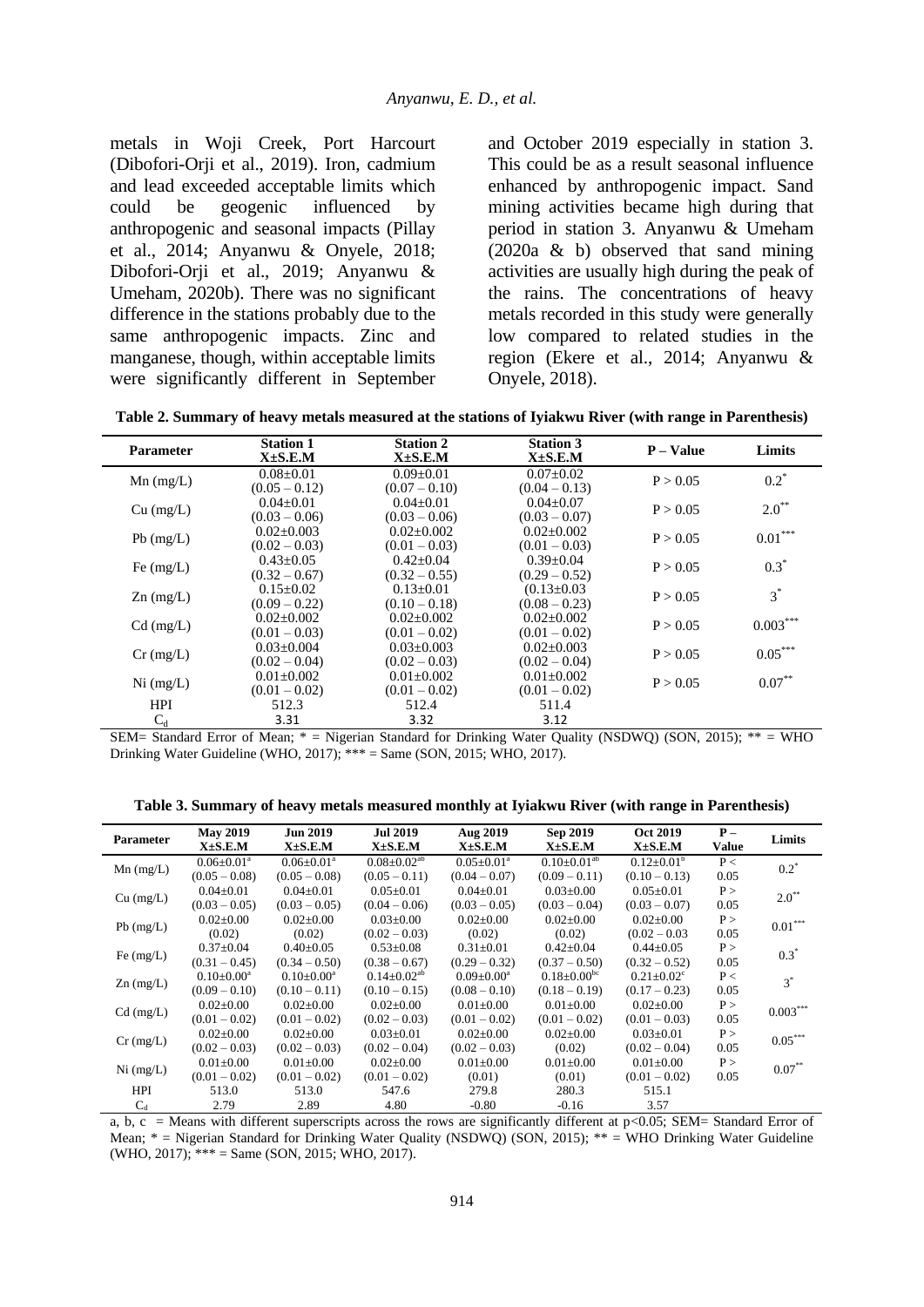metals in Woji Creek, Port Harcourt (Dibofori-Orji et al., 2019). Iron, cadmium and lead exceeded acceptable limits which could be geogenic influenced by anthropogenic and seasonal impacts (Pillay et al., 2014; Anyanwu & Onyele, 2018; Dibofori-Orji et al., 2019; Anyanwu & Umeham, 2020b). There was no significant difference in the stations probably due to the same anthropogenic impacts. Zinc and manganese, though, within acceptable limits were significantly different in September and October 2019 especially in station 3. This could be as a result seasonal influence enhanced by anthropogenic impact. Sand mining activities became high during that period in station 3. Anyanwu & Umeham (2020a & b) observed that sand mining activities are usually high during the peak of the rains. The concentrations of heavy metals recorded in this study were generally low compared to related studies in the region (Ekere et al., 2014; Anyanwu & Onyele, 2018).

**Table 2. Summary of heavy metals measured at the stations of Iyiakwu River (with range in Parenthesis)**

| Parameter | Station 1 X±S.E.M | Station 2 X±S.E.M | Station 3 X±S.E.M | P – Value | Limits |
|---|---|---|---|---|---|
| Mn (mg/L) | 0.08±0.01 (0.05 – 0.12) | 0.09±0.01 (0.07 – 0.10) | 0.07±0.02 (0.04 – 0.13) | P > 0.05 | 0.2* |
| Cu (mg/L) | 0.04±0.01 (0.03 – 0.06) | 0.04±0.01 (0.03 – 0.06) | 0.04±0.07 (0.03 – 0.07) | P > 0.05 | 2.0** |
| Pb (mg/L) | 0.02±0.003 (0.02 – 0.03) | 0.02±0.002 (0.01 – 0.03) | 0.02±0.002 (0.01 – 0.03) | P > 0.05 | 0.01*** |
| Fe (mg/L) | 0.43±0.05 (0.32 – 0.67) | 0.42±0.04 (0.32 – 0.55) | 0.39±0.04 (0.29 – 0.52) | P > 0.05 | 0.3* |
| Zn (mg/L) | 0.15±0.02 (0.09 – 0.22) | 0.13±0.01 (0.10 – 0.18) | (0.13±0.03 (0.08 – 0.23) | P > 0.05 | 3* |
| Cd (mg/L) | 0.02±0.002 (0.01 – 0.03) | 0.02±0.002 (0.01 – 0.02) | 0.02±0.002 (0.01 – 0.02) | P > 0.05 | 0.003*** |
| Cr (mg/L) | 0.03±0.004 (0.02 – 0.04) | 0.03±0.003 (0.02 – 0.03) | 0.02±0.003 (0.02 – 0.04) | P > 0.05 | 0.05*** |
| Ni (mg/L) | 0.01±0.002 (0.01 – 0.02) | 0.01±0.002 (0.01 – 0.02) | 0.01±0.002 (0.01 – 0.02) | P > 0.05 | 0.07** |
| HPI | 512.3 | 512.4 | 511.4 | | |
| $C_d$ | 3.31 | 3.32 | 3.12 | | |

SEM= Standard Error of Mean; * = Nigerian Standard for Drinking Water Quality (NSDWQ) (SON, 2015); ** = WHO Drinking Water Guideline (WHO, 2017); *** = Same (SON, 2015; WHO, 2017).

**Table 3. Summary of heavy metals measured monthly at Iyiakwu River (with range in Parenthesis)**

| Parameter | May 2019 X±S.E.M | Jun 2019 X±S.E.M | Jul 2019 X±S.E.M | Aug 2019 X±S.E.M | Sep 2019 X±S.E.M | Oct 2019 X±S.E.M | P – Value | Limits |
|---|---|---|---|---|---|---|---|---|
| Mn (mg/L) | 0.06±0.01[a] (0.05 – 0.08) | 0.06±0.01[a] (0.05 – 0.08) | 0.08±0.02[ab] (0.05 – 0.11) | 0.05±0.01[a] (0.04 – 0.07) | 0.10±0.01[ab] (0.09 – 0.11) | 0.12±0.01[b] (0.10 – 0.13) | P < 0.05 | 0.2* |
| Cu (mg/L) | 0.04±0.01 (0.03 – 0.05) | 0.04±0.01 (0.03 – 0.05) | 0.05±0.01 (0.04 – 0.06) | 0.04±0.01 (0.03 – 0.05) | 0.03±0.00 (0.03 – 0.04) | 0.05±0.01 (0.03 – 0.07) | P > 0.05 | 2.0** |
| Pb (mg/L) | 0.02±0.00 (0.02) | 0.02±0.00 (0.02) | 0.03±0.00 (0.02 – 0.03) | 0.02±0.00 (0.02) | 0.02±0.00 (0.02) | 0.02±0.00 (0.02 – 0.03 | P > 0.05 | 0.01*** |
| Fe (mg/L) | 0.37±0.04 (0.31 – 0.45) | 0.40±0.05 (0.34 – 0.50) | 0.53±0.08 (0.38 – 0.67) | 0.31±0.01 (0.29 – 0.32) | 0.42±0.04 (0.37 – 0.50) | 0.44±0.05 (0.32 – 0.52) | P > 0.05 | 0.3* |
| Zn (mg/L) | 0.10±0.00[a] (0.09 – 0.10) | 0.10±0.00[a] (0.10 – 0.11) | 0.14±0.02[ab] (0.10 – 0.15) | 0.09±0.00[a] (0.08 – 0.10) | 0.18±0.00[bc] (0.18 – 0.19) | 0.21±0.02[c] (0.17 – 0.23) | P < 0.05 | 3* |
| Cd (mg/L) | 0.02±0.00 (0.01 – 0.02) | 0.02±0.00 (0.01 – 0.02) | 0.02±0.00 (0.02 – 0.03) | 0.01±0.00 (0.01 – 0.02) | 0.01±0.00 (0.01 – 0.02) | 0.02±0.00 (0.01 – 0.03) | P > 0.05 | 0.003*** |
| Cr (mg/L) | 0.02±0.00 (0.02 – 0.03) | 0.02±0.00 (0.02 – 0.03) | 0.03±0.01 (0.02 – 0.04) | 0.02±0.00 (0.02 – 0.03) | 0.02±0.00 (0.02) | 0.03±0.01 (0.02 – 0.04) | P > 0.05 | 0.05*** |
| Ni (mg/L) | 0.01±0.00 (0.01 – 0.02) | 0.01±0.00 (0.01 – 0.02) | 0.02±0.00 (0.01 – 0.02) | 0.01±0.00 (0.01) | 0.01±0.00 (0.01) | 0.01±0.00 (0.01 – 0.02) | P > 0.05 | 0.07** |
| HPI | 513.0 | 513.0 | 547.6 | 279.8 | 280.3 | 515.1 | | |
| $C_d$ | 2.79 | 2.89 | 4.80 | -0.80 | -0.16 | 3.57 | | |

a, b, c = Means with different superscripts across the rows are significantly different at $p<0.05$; SEM= Standard Error of Mean; * = Nigerian Standard for Drinking Water Quality (NSDWQ) (SON, 2015); ** = WHO Drinking Water Guideline (WHO, 2017); *** = Same (SON, 2015; WHO, 2017).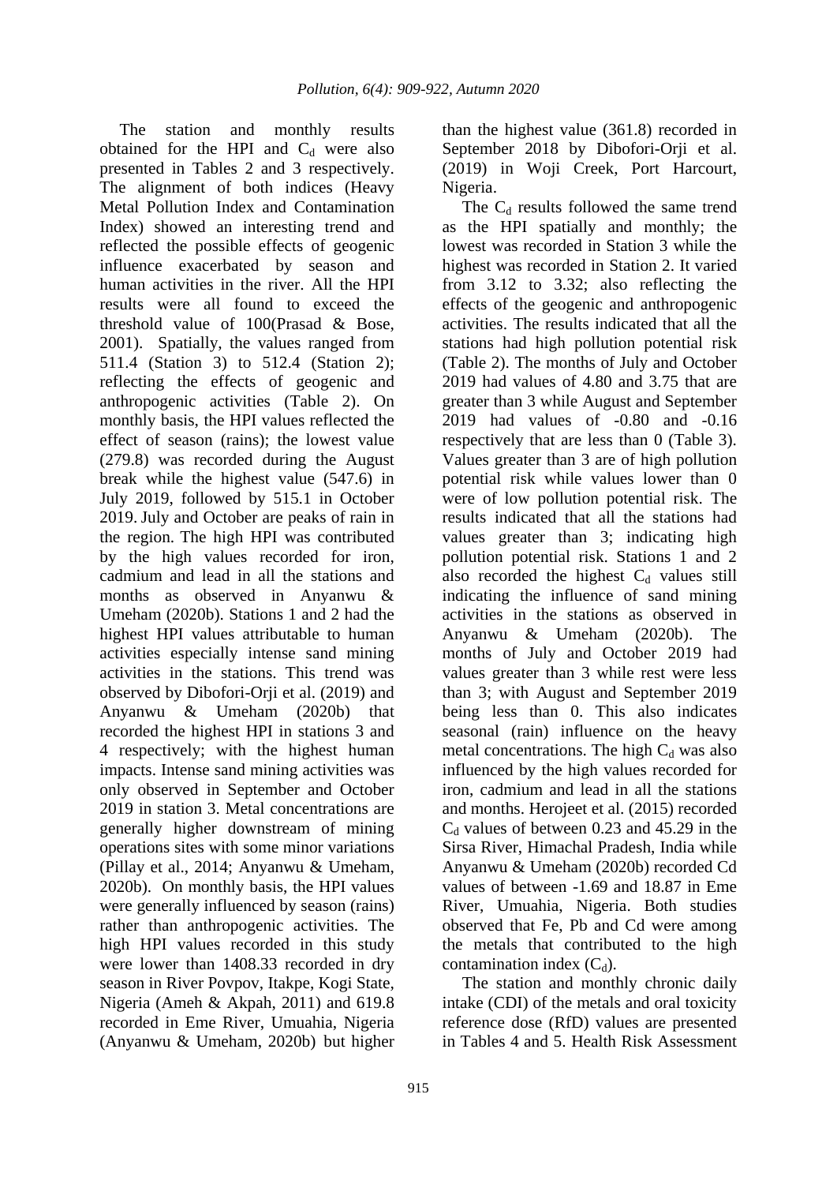The station and monthly results obtained for the HPI and $C_d$ were also presented in Tables 2 and 3 respectively. The alignment of both indices (Heavy Metal Pollution Index and Contamination Index) showed an interesting trend and reflected the possible effects of geogenic influence exacerbated by season and human activities in the river. All the HPI results were all found to exceed the threshold value of 100(Prasad & Bose, 2001). Spatially, the values ranged from 511.4 (Station 3) to 512.4 (Station 2); reflecting the effects of geogenic and anthropogenic activities (Table 2). On monthly basis, the HPI values reflected the effect of season (rains); the lowest value (279.8) was recorded during the August break while the highest value (547.6) in July 2019, followed by 515.1 in October 2019. July and October are peaks of rain in the region. The high HPI was contributed by the high values recorded for iron, cadmium and lead in all the stations and months as observed in Anyanwu & Umeham (2020b). Stations 1 and 2 had the highest HPI values attributable to human activities especially intense sand mining activities in the stations. This trend was observed by Dibofori-Orji et al. (2019) and Anyanwu & Umeham (2020b) that recorded the highest HPI in stations 3 and 4 respectively; with the highest human impacts. Intense sand mining activities was only observed in September and October 2019 in station 3. Metal concentrations are generally higher downstream of mining operations sites with some minor variations (Pillay et al., 2014; Anyanwu & Umeham, 2020b). On monthly basis, the HPI values were generally influenced by season (rains) rather than anthropogenic activities. The high HPI values recorded in this study were lower than 1408.33 recorded in dry season in River Povpov, Itakpe, Kogi State, Nigeria (Ameh & Akpah, 2011) and 619.8 recorded in Eme River, Umuahia, Nigeria (Anyanwu & Umeham, 2020b) but higher than the highest value (361.8) recorded in September 2018 by Dibofori-Orji et al. (2019) in Woji Creek, Port Harcourt, Nigeria.

The $C_d$ results followed the same trend as the HPI spatially and monthly; the lowest was recorded in Station 3 while the highest was recorded in Station 2. It varied from 3.12 to 3.32; also reflecting the effects of the geogenic and anthropogenic activities. The results indicated that all the stations had high pollution potential risk (Table 2). The months of July and October 2019 had values of 4.80 and 3.75 that are greater than 3 while August and September 2019 had values of -0.80 and -0.16 respectively that are less than 0 (Table 3). Values greater than 3 are of high pollution potential risk while values lower than 0 were of low pollution potential risk. The results indicated that all the stations had values greater than 3; indicating high pollution potential risk. Stations 1 and 2 also recorded the highest $C_d$ values still indicating the influence of sand mining activities in the stations as observed in Anyanwu & Umeham (2020b). The months of July and October 2019 had values greater than 3 while rest were less than 3; with August and September 2019 being less than 0. This also indicates seasonal (rain) influence on the heavy metal concentrations. The high $C_d$ was also influenced by the high values recorded for iron, cadmium and lead in all the stations and months. Herojeet et al. (2015) recorded $C_d$ values of between 0.23 and 45.29 in the Sirsa River, Himachal Pradesh, India while Anyanwu & Umeham (2020b) recorded Cd values of between -1.69 and 18.87 in Eme River, Umuahia, Nigeria. Both studies observed that Fe, Pb and Cd were among the metals that contributed to the high contamination index ($C_d$).

The station and monthly chronic daily intake (CDI) of the metals and oral toxicity reference dose (RfD) values are presented in Tables 4 and 5. Health Risk Assessment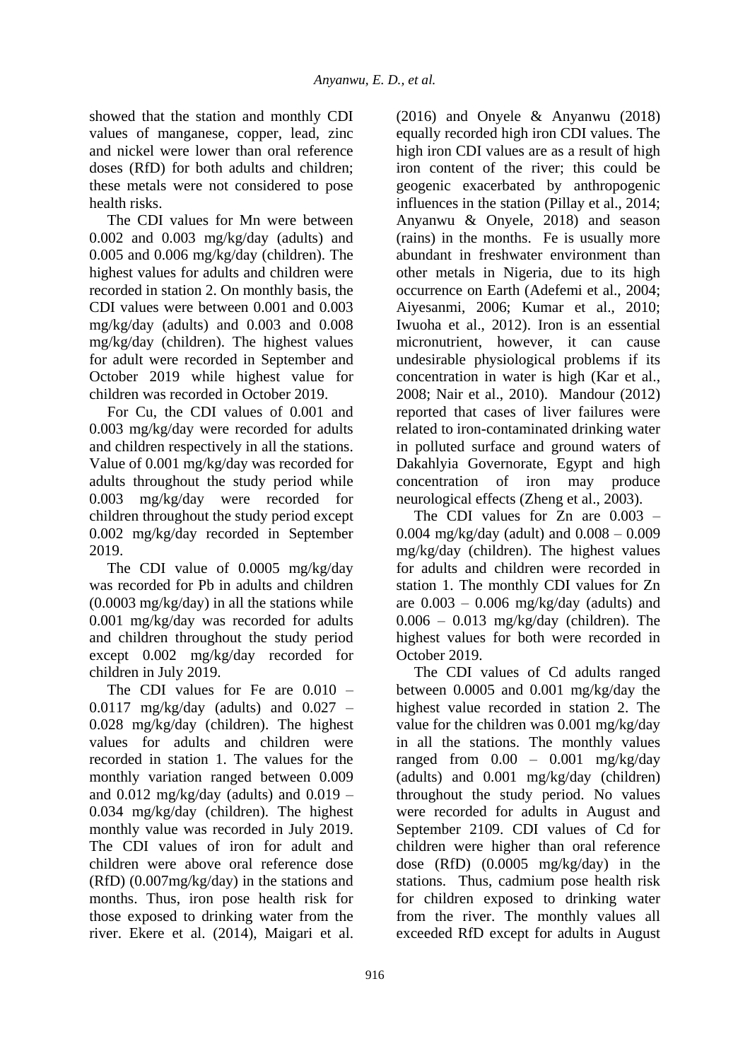showed that the station and monthly CDI values of manganese, copper, lead, zinc and nickel were lower than oral reference doses (RfD) for both adults and children; these metals were not considered to pose health risks.

The CDI values for Mn were between 0.002 and 0.003 mg/kg/day (adults) and 0.005 and 0.006 mg/kg/day (children). The highest values for adults and children were recorded in station 2. On monthly basis, the CDI values were between 0.001 and 0.003 mg/kg/day (adults) and 0.003 and 0.008 mg/kg/day (children). The highest values for adult were recorded in September and October 2019 while highest value for children was recorded in October 2019.

For Cu, the CDI values of 0.001 and 0.003 mg/kg/day were recorded for adults and children respectively in all the stations. Value of 0.001 mg/kg/day was recorded for adults throughout the study period while 0.003 mg/kg/day were recorded for children throughout the study period except 0.002 mg/kg/day recorded in September 2019.

The CDI value of 0.0005 mg/kg/day was recorded for Pb in adults and children (0.0003 mg/kg/day) in all the stations while 0.001 mg/kg/day was recorded for adults and children throughout the study period except 0.002 mg/kg/day recorded for children in July 2019.

The CDI values for Fe are 0.010 – 0.0117 mg/kg/day (adults) and 0.027 – 0.028 mg/kg/day (children). The highest values for adults and children were recorded in station 1. The values for the monthly variation ranged between 0.009 and 0.012 mg/kg/day (adults) and 0.019 – 0.034 mg/kg/day (children). The highest monthly value was recorded in July 2019. The CDI values of iron for adult and children were above oral reference dose (RfD) (0.007mg/kg/day) in the stations and months. Thus, iron pose health risk for those exposed to drinking water from the river. Ekere et al. (2014), Maigari et al. (2016) and Onyele & Anyanwu (2018) equally recorded high iron CDI values. The high iron CDI values are as a result of high iron content of the river; this could be geogenic exacerbated by anthropogenic influences in the station (Pillay et al., 2014; Anyanwu & Onyele, 2018) and season (rains) in the months. Fe is usually more abundant in freshwater environment than other metals in Nigeria, due to its high occurrence on Earth (Adefemi et al., 2004; Aiyesanmi, 2006; Kumar et al., 2010; Iwuoha et al., 2012). Iron is an essential micronutrient, however, it can cause undesirable physiological problems if its concentration in water is high (Kar et al., 2008; Nair et al., 2010). Mandour (2012) reported that cases of liver failures were related to iron-contaminated drinking water in polluted surface and ground waters of Dakahlyia Governorate, Egypt and high concentration of iron may produce neurological effects (Zheng et al., 2003).

The CDI values for Zn are 0.003 – 0.004 mg/kg/day (adult) and 0.008 – 0.009 mg/kg/day (children). The highest values for adults and children were recorded in station 1. The monthly CDI values for Zn are 0.003 – 0.006 mg/kg/day (adults) and 0.006 – 0.013 mg/kg/day (children). The highest values for both were recorded in October 2019.

The CDI values of Cd adults ranged between 0.0005 and 0.001 mg/kg/day the highest value recorded in station 2. The value for the children was 0.001 mg/kg/day in all the stations. The monthly values ranged from 0.00 – 0.001 mg/kg/day (adults) and 0.001 mg/kg/day (children) throughout the study period. No values were recorded for adults in August and September 2109. CDI values of Cd for children were higher than oral reference dose (RfD) (0.0005 mg/kg/day) in the stations. Thus, cadmium pose health risk for children exposed to drinking water from the river. The monthly values all exceeded RfD except for adults in August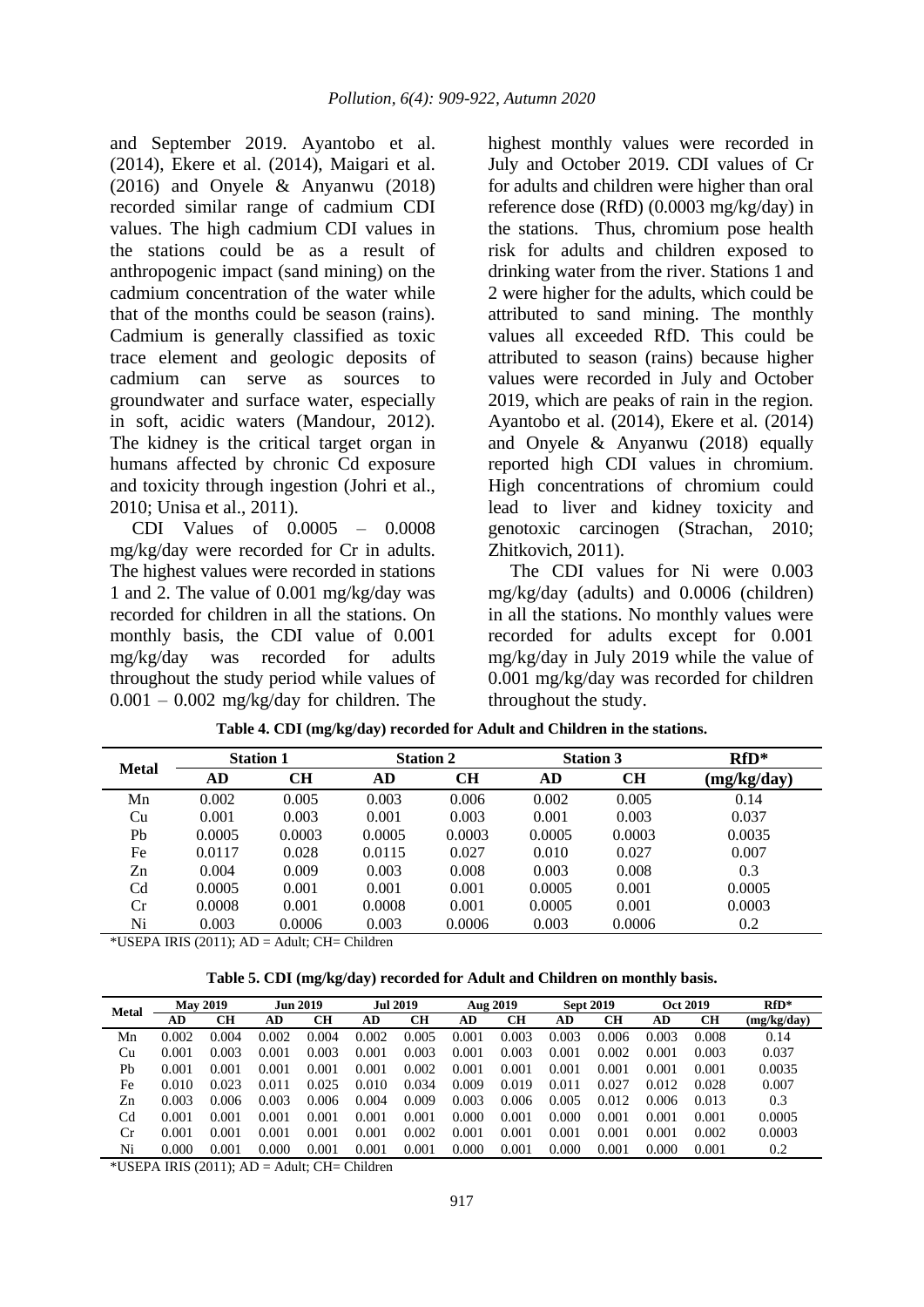and September 2019. Ayantobo et al. (2014), Ekere et al. (2014), Maigari et al. (2016) and Onyele & Anyanwu (2018) recorded similar range of cadmium CDI values. The high cadmium CDI values in the stations could be as a result of anthropogenic impact (sand mining) on the cadmium concentration of the water while that of the months could be season (rains). Cadmium is generally classified as toxic trace element and geologic deposits of cadmium can serve as sources to groundwater and surface water, especially in soft, acidic waters (Mandour, 2012). The kidney is the critical target organ in humans affected by chronic Cd exposure and toxicity through ingestion (Johri et al., 2010; Unisa et al., 2011).

CDI Values of 0.0005 – 0.0008 mg/kg/day were recorded for Cr in adults. The highest values were recorded in stations 1 and 2. The value of 0.001 mg/kg/day was recorded for children in all the stations. On monthly basis, the CDI value of 0.001 mg/kg/day was recorded for adults throughout the study period while values of 0.001 – 0.002 mg/kg/day for children. The highest monthly values were recorded in July and October 2019. CDI values of Cr for adults and children were higher than oral reference dose (RfD) (0.0003 mg/kg/day) in the stations. Thus, chromium pose health risk for adults and children exposed to drinking water from the river. Stations 1 and 2 were higher for the adults, which could be attributed to sand mining. The monthly values all exceeded RfD. This could be attributed to season (rains) because higher values were recorded in July and October 2019, which are peaks of rain in the region. Ayantobo et al. (2014), Ekere et al. (2014) and Onyele & Anyanwu (2018) equally reported high CDI values in chromium. High concentrations of chromium could lead to liver and kidney toxicity and genotoxic carcinogen (Strachan, 2010; Zhitkovich, 2011).

The CDI values for Ni were 0.003 mg/kg/day (adults) and 0.0006 (children) in all the stations. No monthly values were recorded for adults except for 0.001 mg/kg/day in July 2019 while the value of 0.001 mg/kg/day was recorded for children throughout the study.

**Table 4. CDI (mg/kg/day) recorded for Adult and Children in the stations.**

| Metal | Station 1 | | Station 2 | | Station 3 | | RfD* |
|---|---|---|---|---|---|---|---|
| | AD | CH | AD | CH | AD | CH | (mg/kg/day) |
| Mn | 0.002 | 0.005 | 0.003 | 0.006 | 0.002 | 0.005 | 0.14 |
| Cu | 0.001 | 0.003 | 0.001 | 0.003 | 0.001 | 0.003 | 0.037 |
| Pb | 0.0005 | 0.0003 | 0.0005 | 0.0003 | 0.0005 | 0.0003 | 0.0035 |
| Fe | 0.0117 | 0.028 | 0.0115 | 0.027 | 0.010 | 0.027 | 0.007 |
| Zn | 0.004 | 0.009 | 0.003 | 0.008 | 0.003 | 0.008 | 0.3 |
| Cd | 0.0005 | 0.001 | 0.001 | 0.001 | 0.0005 | 0.001 | 0.0005 |
| Cr | 0.0008 | 0.001 | 0.0008 | 0.001 | 0.0005 | 0.001 | 0.0003 |
| Ni | 0.003 | 0.0006 | 0.003 | 0.0006 | 0.003 | 0.0006 | 0.2 |

*USEPA IRIS (2011); AD = Adult; CH= Children

**Table 5. CDI (mg/kg/day) recorded for Adult and Children on monthly basis.**

| Metal | May 2019 | | Jun 2019 | | Jul 2019 | | Aug 2019 | | Sept 2019 | | Oct 2019 | | RfD* |
|---|---|---|---|---|---|---|---|---|---|---|---|---|---|
| | AD | CH | AD | CH | AD | CH | AD | CH | AD | CH | AD | CH | (mg/kg/day) |
| Mn | 0.002 | 0.004 | 0.002 | 0.004 | 0.002 | 0.005 | 0.001 | 0.003 | 0.003 | 0.006 | 0.003 | 0.008 | 0.14 |
| Cu | 0.001 | 0.003 | 0.001 | 0.003 | 0.001 | 0.003 | 0.001 | 0.003 | 0.001 | 0.002 | 0.001 | 0.003 | 0.037 |
| Pb | 0.001 | 0.001 | 0.001 | 0.001 | 0.001 | 0.002 | 0.001 | 0.001 | 0.001 | 0.001 | 0.001 | 0.001 | 0.0035 |
| Fe | 0.010 | 0.023 | 0.011 | 0.025 | 0.010 | 0.034 | 0.009 | 0.019 | 0.011 | 0.027 | 0.012 | 0.028 | 0.007 |
| Zn | 0.003 | 0.006 | 0.003 | 0.006 | 0.004 | 0.009 | 0.003 | 0.006 | 0.005 | 0.012 | 0.006 | 0.013 | 0.3 |
| Cd | 0.001 | 0.001 | 0.001 | 0.001 | 0.001 | 0.001 | 0.000 | 0.001 | 0.000 | 0.001 | 0.001 | 0.001 | 0.0005 |
| Cr | 0.001 | 0.001 | 0.001 | 0.001 | 0.001 | 0.002 | 0.001 | 0.001 | 0.001 | 0.001 | 0.001 | 0.002 | 0.0003 |
| Ni | 0.000 | 0.001 | 0.000 | 0.001 | 0.001 | 0.001 | 0.000 | 0.001 | 0.000 | 0.001 | 0.000 | 0.001 | 0.2 |

*USEPA IRIS (2011); AD = Adult; CH= Children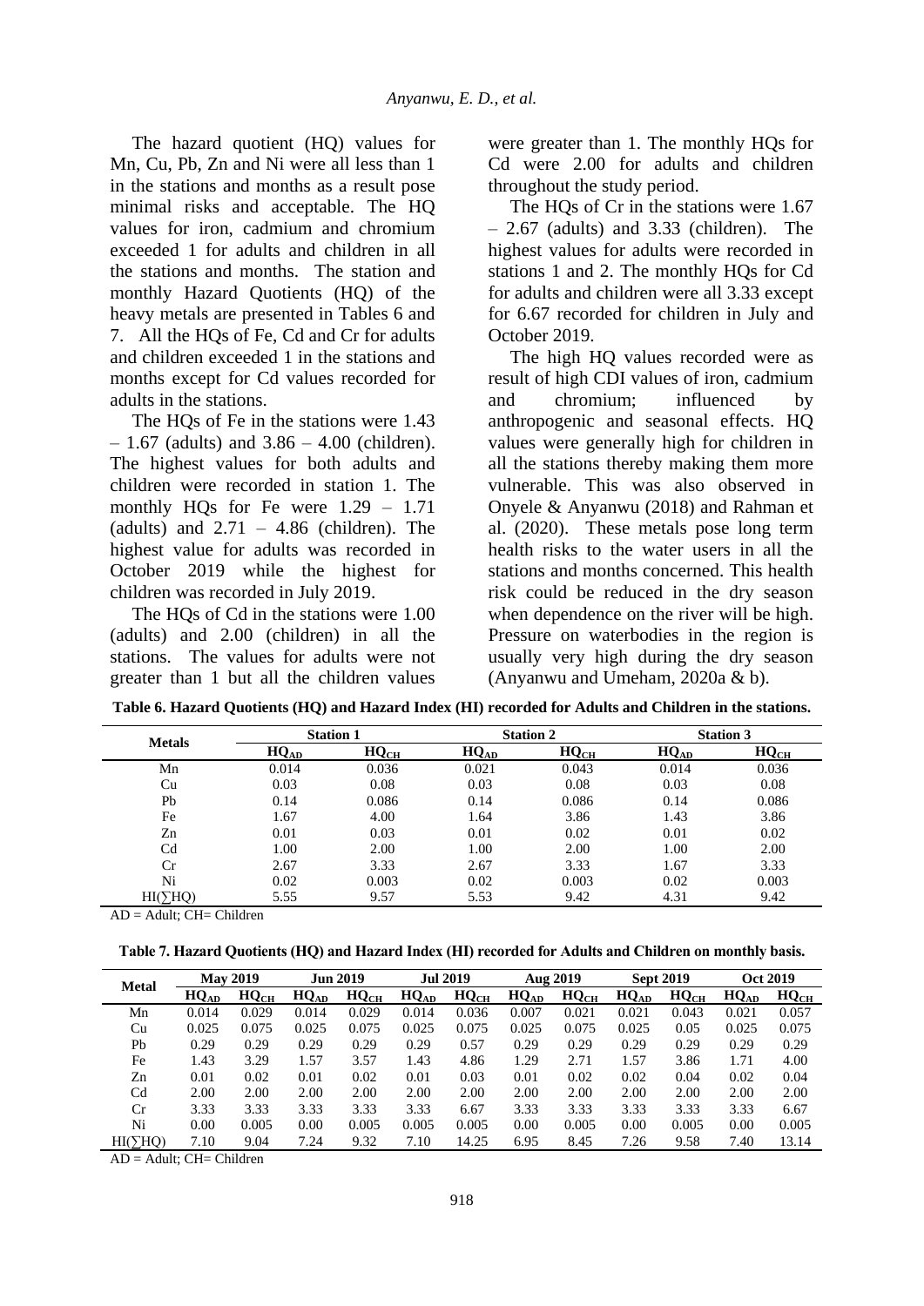The hazard quotient (HQ) values for Mn, Cu, Pb, Zn and Ni were all less than 1 in the stations and months as a result pose minimal risks and acceptable. The HQ values for iron, cadmium and chromium exceeded 1 for adults and children in all the stations and months. The station and monthly Hazard Quotients (HQ) of the heavy metals are presented in Tables 6 and 7. All the HQs of Fe, Cd and Cr for adults and children exceeded 1 in the stations and months except for Cd values recorded for adults in the stations.

The HQs of Fe in the stations were 1.43 – 1.67 (adults) and 3.86 – 4.00 (children). The highest values for both adults and children were recorded in station 1. The monthly HQs for Fe were 1.29 – 1.71 (adults) and 2.71 – 4.86 (children). The highest value for adults was recorded in October 2019 while the highest for children was recorded in July 2019.

The HQs of Cd in the stations were 1.00 (adults) and 2.00 (children) in all the stations. The values for adults were not greater than 1 but all the children values were greater than 1. The monthly HQs for Cd were 2.00 for adults and children throughout the study period.

The HQs of Cr in the stations were 1.67 – 2.67 (adults) and 3.33 (children). The highest values for adults were recorded in stations 1 and 2. The monthly HQs for Cd for adults and children were all 3.33 except for 6.67 recorded for children in July and October 2019.

The high HQ values recorded were as result of high CDI values of iron, cadmium and chromium; influenced by anthropogenic and seasonal effects. HQ values were generally high for children in all the stations thereby making them more vulnerable. This was also observed in Onyele & Anyanwu (2018) and Rahman et al. (2020). These metals pose long term health risks to the water users in all the stations and months concerned. This health risk could be reduced in the dry season when dependence on the river will be high. Pressure on waterbodies in the region is usually very high during the dry season (Anyanwu and Umeham, 2020a & b).

**Table 6. Hazard Quotients (HQ) and Hazard Index (HI) recorded for Adults and Children in the stations.**

| Metals | Station 1 | | Station 2 | | Station 3 | |
|---|---|---|---|---|---|---|
| | $HQ_{AD}$ | $HQ_{CH}$ | $HQ_{AD}$ | $HQ_{CH}$ | $HQ_{AD}$ | $HQ_{CH}$ |
| Mn | 0.014 | 0.036 | 0.021 | 0.043 | 0.014 | 0.036 |
| Cu | 0.03 | 0.08 | 0.03 | 0.08 | 0.03 | 0.08 |
| Pb | 0.14 | 0.086 | 0.14 | 0.086 | 0.14 | 0.086 |
| Fe | 1.67 | 4.00 | 1.64 | 3.86 | 1.43 | 3.86 |
| Zn | 0.01 | 0.03 | 0.01 | 0.02 | 0.01 | 0.02 |
| Cd | 1.00 | 2.00 | 1.00 | 2.00 | 1.00 | 2.00 |
| Cr | 2.67 | 3.33 | 2.67 | 3.33 | 1.67 | 3.33 |
| Ni | 0.02 | 0.003 | 0.02 | 0.003 | 0.02 | 0.003 |
| HI(∑HQ) | 5.55 | 9.57 | 5.53 | 9.42 | 4.31 | 9.42 |

AD = Adult; CH= Children

**Table 7. Hazard Quotients (HQ) and Hazard Index (HI) recorded for Adults and Children on monthly basis.**

| Metal | May 2019 | | Jun 2019 | | Jul 2019 | | Aug 2019 | | Sept 2019 | | Oct 2019 | |
|---|---|---|---|---|---|---|---|---|---|---|---|---|
| | $HQ_{AD}$ | $HQ_{CH}$ | $HQ_{AD}$ | $HQ_{CH}$ | $HQ_{AD}$ | $HQ_{CH}$ | $HQ_{AD}$ | $HQ_{CH}$ | $HQ_{AD}$ | $HQ_{CH}$ | $HQ_{AD}$ | $HQ_{CH}$ |
| Mn | 0.014 | 0.029 | 0.014 | 0.029 | 0.014 | 0.036 | 0.007 | 0.021 | 0.021 | 0.043 | 0.021 | 0.057 |
| Cu | 0.025 | 0.075 | 0.025 | 0.075 | 0.025 | 0.075 | 0.025 | 0.075 | 0.025 | 0.05 | 0.025 | 0.075 |
| Pb | 0.29 | 0.29 | 0.29 | 0.29 | 0.29 | 0.57 | 0.29 | 0.29 | 0.29 | 0.29 | 0.29 | 0.29 |
| Fe | 1.43 | 3.29 | 1.57 | 3.57 | 1.43 | 4.86 | 1.29 | 2.71 | 1.57 | 3.86 | 1.71 | 4.00 |
| Zn | 0.01 | 0.02 | 0.01 | 0.02 | 0.01 | 0.03 | 0.01 | 0.02 | 0.02 | 0.04 | 0.02 | 0.04 |
| Cd | 2.00 | 2.00 | 2.00 | 2.00 | 2.00 | 2.00 | 2.00 | 2.00 | 2.00 | 2.00 | 2.00 | 2.00 |
| Cr | 3.33 | 3.33 | 3.33 | 3.33 | 3.33 | 6.67 | 3.33 | 3.33 | 3.33 | 3.33 | 3.33 | 6.67 |
| Ni | 0.00 | 0.005 | 0.00 | 0.005 | 0.005 | 0.005 | 0.00 | 0.005 | 0.00 | 0.005 | 0.00 | 0.005 |
| HI(∑HQ) | 7.10 | 9.04 | 7.24 | 9.32 | 7.10 | 14.25 | 6.95 | 8.45 | 7.26 | 9.58 | 7.40 | 13.14 |

AD = Adult; CH= Children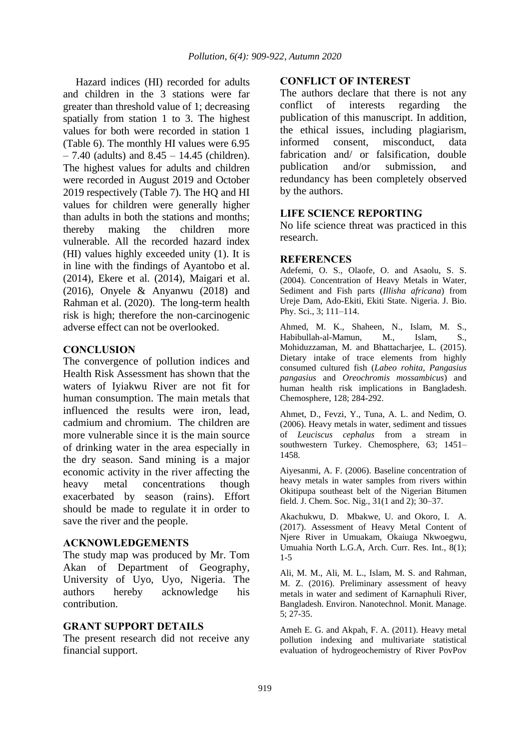Hazard indices (HI) recorded for adults and children in the 3 stations were far greater than threshold value of 1; decreasing spatially from station 1 to 3. The highest values for both were recorded in station 1 (Table 6). The monthly HI values were 6.95 – 7.40 (adults) and 8.45 – 14.45 (children). The highest values for adults and children were recorded in August 2019 and October 2019 respectively (Table 7). The HQ and HI values for children were generally higher than adults in both the stations and months; thereby making the children more vulnerable. All the recorded hazard index (HI) values highly exceeded unity (1). It is in line with the findings of Ayantobo et al. (2014), Ekere et al. (2014), Maigari et al. (2016), Onyele & Anyanwu (2018) and Rahman et al. (2020). The long-term health risk is high; therefore the non-carcinogenic adverse effect can not be overlooked.

## CONCLUSION

The convergence of pollution indices and Health Risk Assessment has shown that the waters of Iyiakwu River are not fit for human consumption. The main metals that influenced the results were iron, lead, cadmium and chromium. The children are more vulnerable since it is the main source of drinking water in the area especially in the dry season. Sand mining is a major economic activity in the river affecting the heavy metal concentrations though exacerbated by season (rains). Effort should be made to regulate it in order to save the river and the people.

## ACKNOWLEDGEMENTS

The study map was produced by Mr. Tom Akan of Department of Geography, University of Uyo, Uyo, Nigeria. The authors hereby acknowledge his contribution.

## GRANT SUPPORT DETAILS

The present research did not receive any financial support.

## CONFLICT OF INTEREST

The authors declare that there is not any conflict of interests regarding the publication of this manuscript. In addition, the ethical issues, including plagiarism, informed consent, misconduct, data fabrication and/ or falsification, double publication and/or submission, and redundancy has been completely observed by the authors.

## LIFE SCIENCE REPORTING

No life science threat was practiced in this research.

## REFERENCES

Adefemi, O. S., Olaofe, O. and Asaolu, S. S. (2004). Concentration of Heavy Metals in Water, Sediment and Fish parts (*Illisha africana*) from Ureje Dam, Ado-Ekiti, Ekiti State. Nigeria. J. Bio. Phy. Sci., 3; 111–114.

Ahmed, M. K., Shaheen, N., Islam, M. S., Habibullah-al-Mamun, M., Islam, S., Mohiduzzaman, M. and Bhattacharjee, L. (2015). Dietary intake of trace elements from highly consumed cultured fish (*Labeo rohita, Pangasius pangasius* and *Oreochromis mossambicus*) and human health risk implications in Bangladesh. Chemosphere, 128; 284-292.

Ahmet, D., Fevzi, Y., Tuna, A. L. and Nedim, O. (2006). Heavy metals in water, sediment and tissues of *Leuciscus cephalus* from a stream in southwestern Turkey. Chemosphere, 63; 1451–1458.

Aiyesanmi, A. F. (2006). Baseline concentration of heavy metals in water samples from rivers within Okitipupa southeast belt of the Nigerian Bitumen field. J. Chem. Soc. Nig., 31(1 and 2); 30–37.

Akachukwu, D. Mbakwe, U. and Okoro, I. A. (2017). Assessment of Heavy Metal Content of Njere River in Umuakam, Okaiuga Nkwoegwu, Umuahia North L.G.A, Arch. Curr. Res. Int., 8(1); 1-5

Ali, M. M., Ali, M. L., Islam, M. S. and Rahman, M. Z. (2016). Preliminary assessment of heavy metals in water and sediment of Karnaphuli River, Bangladesh. Environ. Nanotechnol. Monit. Manage. 5; 27-35.

Ameh E. G. and Akpah, F. A. (2011). Heavy metal pollution indexing and multivariate statistical evaluation of hydrogeochemistry of River PovPov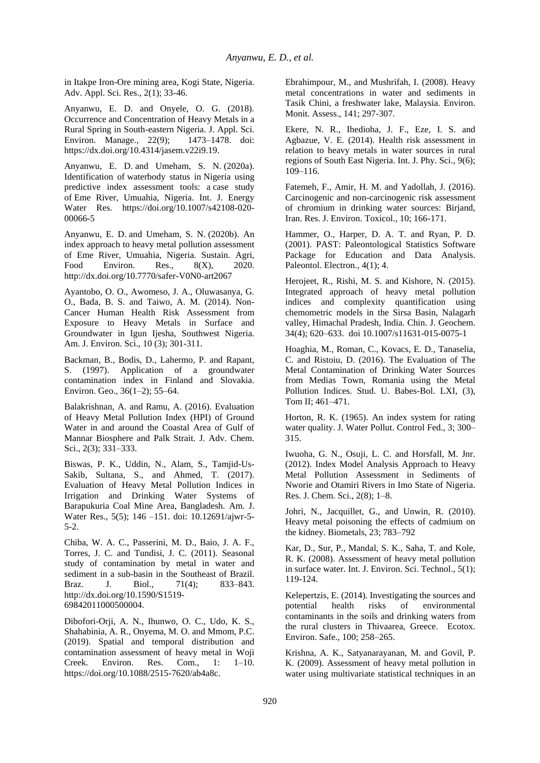in Itakpe Iron-Ore mining area, Kogi State, Nigeria. Adv. Appl. Sci. Res., 2(1); 33-46.

Anyanwu, E. D. and Onyele, O. G. (2018). Occurrence and Concentration of Heavy Metals in a Rural Spring in South-eastern Nigeria. J. Appl. Sci. Environ. Manage., 22(9); 1473–1478. doi: https://dx.doi.org/10.4314/jasem.v22i9.19.

Anyanwu, E. D. and Umeham, S. N. (2020a). Identification of waterbody status in Nigeria using predictive index assessment tools: a case study of Eme River, Umuahia, Nigeria. Int. J. Energy Water Res. https://doi.org/10.1007/s42108-020-00066-5

Anyanwu, E. D. and Umeham, S. N. (2020b). An index approach to heavy metal pollution assessment of Eme River, Umuahia, Nigeria. Sustain. Agri, Food Environ. Res., 8(X), 2020. http://dx.doi.org/10.7770/safer-V0N0-art2067

Ayantobo, O. O., Awomeso, J. A., Oluwasanya, G. O., Bada, B. S. and Taiwo, A. M. (2014). Non-Cancer Human Health Risk Assessment from Exposure to Heavy Metals in Surface and Groundwater in Igun Ijesha, Southwest Nigeria. Am. J. Environ. Sci., 10 (3); 301-311.

Backman, B., Bodis, D., Lahermo, P. and Rapant, S. (1997). Application of a groundwater contamination index in Finland and Slovakia. Environ. Geo., 36(1–2); 55–64.

Balakrishnan, A. and Ramu, A. (2016). Evaluation of Heavy Metal Pollution Index (HPI) of Ground Water in and around the Coastal Area of Gulf of Mannar Biosphere and Palk Strait. J. Adv. Chem. Sci., 2(3); 331–333.

Biswas, P. K., Uddin, N., Alam, S., Tamjid-Us-Sakib, Sultana, S., and Ahmed, T. (2017). Evaluation of Heavy Metal Pollution Indices in Irrigation and Drinking Water Systems of Barapukuria Coal Mine Area, Bangladesh. Am. J. Water Res., 5(5); 146 –151. doi: 10.12691/ajwr-5-5-2.

Chiba, W. A. C., Passerini, M. D., Baio, J. A. F., Torres, J. C. and Tundisi, J. C. (2011). Seasonal study of contamination by metal in water and sediment in a sub-basin in the Southeast of Brazil. Braz. J. Biol., 71(4); 833–843. http://dx.doi.org/10.1590/S1519-69842011000500004.

Dibofori-Orji, A. N., Ihunwo, O. C., Udo, K. S., Shahabinia, A. R., Onyema, M. O. and Mmom, P.C. (2019). Spatial and temporal distribution and contamination assessment of heavy metal in Woji Creek. Environ. Res. Com., 1: 1–10. https://doi.org/10.1088/2515-7620/ab4a8c.

Ebrahimpour, M., and Mushrifah, I. (2008). Heavy metal concentrations in water and sediments in Tasik Chini, a freshwater lake, Malaysia. Environ. Monit. Assess., 141; 297-307.

Ekere, N. R., Ihedioha, J. F., Eze, I. S. and Agbazue, V. E. (2014). Health risk assessment in relation to heavy metals in water sources in rural regions of South East Nigeria. Int. J. Phy. Sci., 9(6); 109–116.

Fatemeh, F., Amir, H. M. and Yadollah, J. (2016). Carcinogenic and non-carcinogenic risk assessment of chromium in drinking water sources: Birjand, Iran. Res. J. Environ. Toxicol., 10; 166-171.

Hammer, O., Harper, D. A. T. and Ryan, P. D. (2001). PAST: Paleontological Statistics Software Package for Education and Data Analysis. Paleontol. Electron., 4(1); 4.

Herojeet, R., Rishi, M. S. and Kishore, N. (2015). Integrated approach of heavy metal pollution indices and complexity quantification using chemometric models in the Sirsa Basin, Nalagarh valley, Himachal Pradesh, India. Chin. J. Geochem. 34(4); 620–633. doi 10.1007/s11631-015-0075-1

Hoaghia, M., Roman, C., Kovacs, E. D., Tanaselia, C. and Ristoiu, D. (2016). The Evaluation of The Metal Contamination of Drinking Water Sources from Medias Town, Romania using the Metal Pollution Indices. Stud. U. Babes-Bol. LXI, (3), Tom II; 461–471.

Horton, R. K. (1965). An index system for rating water quality. J. Water Pollut. Control Fed., 3; 300–315.

Iwuoha, G. N., Osuji, L. C. and Horsfall, M. Jnr. (2012). Index Model Analysis Approach to Heavy Metal Pollution Assessment in Sediments of Nworie and Otamiri Rivers in Imo State of Nigeria. Res. J. Chem. Sci., 2(8); 1–8.

Johri, N., Jacquillet, G., and Unwin, R. (2010). Heavy metal poisoning the effects of cadmium on the kidney. Biometals, 23; 783–792

Kar, D., Sur, P., Mandal, S. K., Saha, T. and Kole, R. K. (2008). Assessment of heavy metal pollution in surface water. Int. J. Environ. Sci. Technol., 5(1); 119-124.

Kelepertzis, E. (2014). Investigating the sources and potential health risks of environmental contaminants in the soils and drinking waters from the rural clusters in Thivaarea, Greece. Ecotox. Environ. Safe., 100; 258–265.

Krishna, A. K., Satyanarayanan, M. and Govil, P. K. (2009). Assessment of heavy metal pollution in water using multivariate statistical techniques in an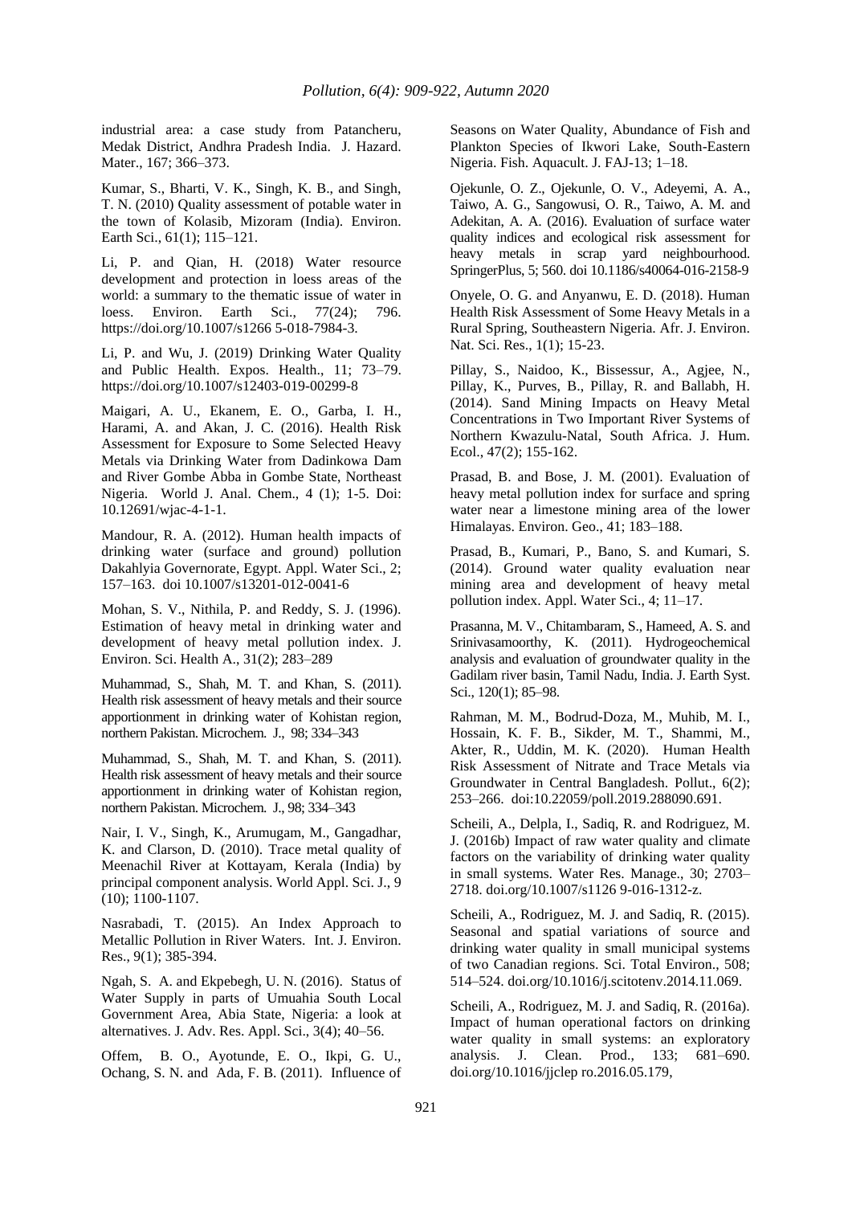industrial area: a case study from Patancheru, Medak District, Andhra Pradesh India. J. Hazard. Mater., 167; 366–373.

Kumar, S., Bharti, V. K., Singh, K. B., and Singh, T. N. (2010) Quality assessment of potable water in the town of Kolasib, Mizoram (India). Environ. Earth Sci., 61(1); 115–121.

Li, P. and Qian, H. (2018) Water resource development and protection in loess areas of the world: a summary to the thematic issue of water in loess. Environ. Earth Sci., 77(24); 796. https://doi.org/10.1007/s1266 5-018-7984-3.

Li, P. and Wu, J. (2019) Drinking Water Quality and Public Health. Expos. Health., 11; 73–79. https://doi.org/10.1007/s12403-019-00299-8

Maigari, A. U., Ekanem, E. O., Garba, I. H., Harami, A. and Akan, J. C. (2016). Health Risk Assessment for Exposure to Some Selected Heavy Metals via Drinking Water from Dadinkowa Dam and River Gombe Abba in Gombe State, Northeast Nigeria. World J. Anal. Chem., 4 (1); 1-5. Doi: 10.12691/wjac-4-1-1.

Mandour, R. A. (2012). Human health impacts of drinking water (surface and ground) pollution Dakahlyia Governorate, Egypt. Appl. Water Sci., 2; 157–163. doi 10.1007/s13201-012-0041-6

Mohan, S. V., Nithila, P. and Reddy, S. J. (1996). Estimation of heavy metal in drinking water and development of heavy metal pollution index. J. Environ. Sci. Health A., 31(2); 283–289

Muhammad, S., Shah, M. T. and Khan, S. (2011). Health risk assessment of heavy metals and their source apportionment in drinking water of Kohistan region, northern Pakistan. Microchem. J., 98; 334–343

Muhammad, S., Shah, M. T. and Khan, S. (2011). Health risk assessment of heavy metals and their source apportionment in drinking water of Kohistan region, northern Pakistan. Microchem. J., 98; 334–343

Nair, I. V., Singh, K., Arumugam, M., Gangadhar, K. and Clarson, D. (2010). Trace metal quality of Meenachil River at Kottayam, Kerala (India) by principal component analysis. World Appl. Sci. J., 9 (10); 1100-1107.

Nasrabadi, T. (2015). An Index Approach to Metallic Pollution in River Waters. Int. J. Environ. Res., 9(1); 385-394.

Ngah, S. A. and Ekpebegh, U. N. (2016). Status of Water Supply in parts of Umuahia South Local Government Area, Abia State, Nigeria: a look at alternatives. J. Adv. Res. Appl. Sci., 3(4); 40–56.

Offem, B. O., Ayotunde, E. O., Ikpi, G. U., Ochang, S. N. and Ada, F. B. (2011). Influence of Seasons on Water Quality, Abundance of Fish and Plankton Species of Ikwori Lake, South-Eastern Nigeria. Fish. Aquacult. J. FAJ-13; 1–18.

Ojekunle, O. Z., Ojekunle, O. V., Adeyemi, A. A., Taiwo, A. G., Sangowusi, O. R., Taiwo, A. M. and Adekitan, A. A. (2016). Evaluation of surface water quality indices and ecological risk assessment for heavy metals in scrap yard neighbourhood. SpringerPlus, 5; 560. doi 10.1186/s40064-016-2158-9

Onyele, O. G. and Anyanwu, E. D. (2018). Human Health Risk Assessment of Some Heavy Metals in a Rural Spring, Southeastern Nigeria. Afr. J. Environ. Nat. Sci. Res., 1(1); 15-23.

Pillay, S., Naidoo, K., Bissessur, A., Agjee, N., Pillay, K., Purves, B., Pillay, R. and Ballabh, H. (2014). Sand Mining Impacts on Heavy Metal Concentrations in Two Important River Systems of Northern Kwazulu-Natal, South Africa. J. Hum. Ecol., 47(2); 155-162.

Prasad, B. and Bose, J. M. (2001). Evaluation of heavy metal pollution index for surface and spring water near a limestone mining area of the lower Himalayas. Environ. Geo., 41; 183–188.

Prasad, B., Kumari, P., Bano, S. and Kumari, S. (2014). Ground water quality evaluation near mining area and development of heavy metal pollution index. Appl. Water Sci., 4; 11–17.

Prasanna, M. V., Chitambaram, S., Hameed, A. S. and Srinivasamoorthy, K. (2011). Hydrogeochemical analysis and evaluation of groundwater quality in the Gadilam river basin, Tamil Nadu, India. J. Earth Syst. Sci., 120(1); 85–98.

Rahman, M. M., Bodrud-Doza, M., Muhib, M. I., Hossain, K. F. B., Sikder, M. T., Shammi, M., Akter, R., Uddin, M. K. (2020). Human Health Risk Assessment of Nitrate and Trace Metals via Groundwater in Central Bangladesh. Pollut., 6(2); 253–266. doi:10.22059/poll.2019.288090.691.

Scheili, A., Delpla, I., Sadiq, R. and Rodriguez, M. J. (2016b) Impact of raw water quality and climate factors on the variability of drinking water quality in small systems. Water Res. Manage., 30; 2703–2718. doi.org/10.1007/s1126 9-016-1312-z.

Scheili, A., Rodriguez, M. J. and Sadiq, R. (2015). Seasonal and spatial variations of source and drinking water quality in small municipal systems of two Canadian regions. Sci. Total Environ., 508; 514–524. doi.org/10.1016/j.scitotenv.2014.11.069.

Scheili, A., Rodriguez, M. J. and Sadiq, R. (2016a). Impact of human operational factors on drinking water quality in small systems: an exploratory analysis. J. Clean. Prod., 133; 681–690. doi.org/10.1016/jjclep ro.2016.05.179,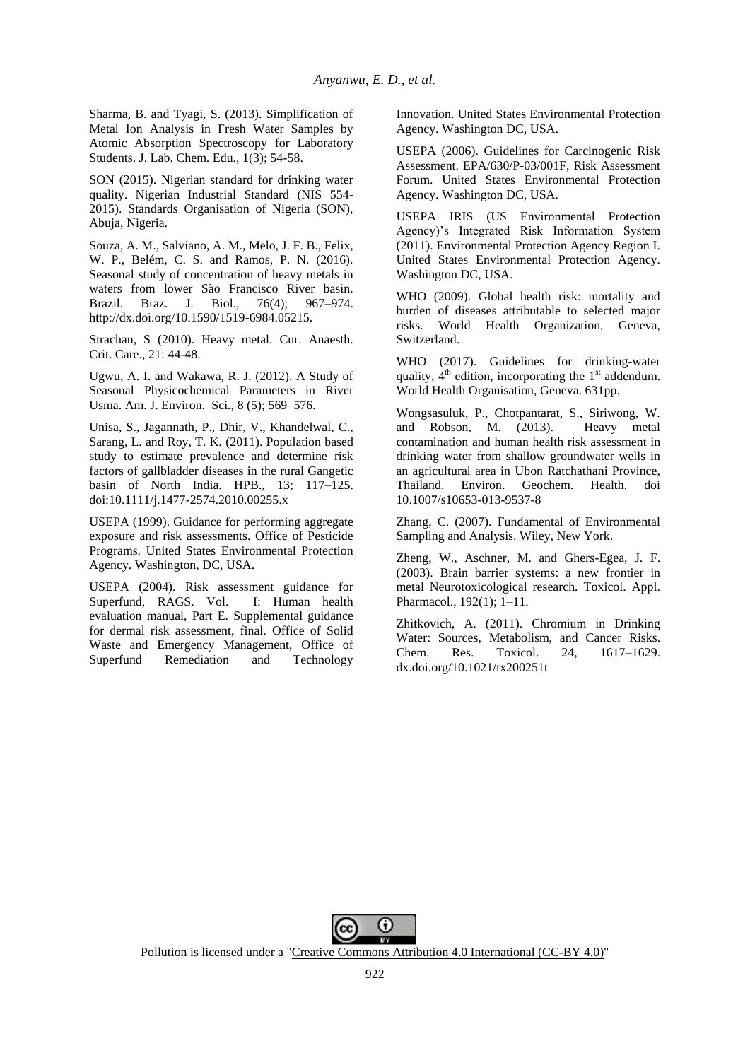Sharma, B. and Tyagi, S. (2013). Simplification of Metal Ion Analysis in Fresh Water Samples by Atomic Absorption Spectroscopy for Laboratory Students. J. Lab. Chem. Edu., 1(3); 54-58.

SON (2015). Nigerian standard for drinking water quality. Nigerian Industrial Standard (NIS 554-2015). Standards Organisation of Nigeria (SON), Abuja, Nigeria.

Souza, A. M., Salviano, A. M., Melo, J. F. B., Felix, W. P., Belém, C. S. and Ramos, P. N. (2016). Seasonal study of concentration of heavy metals in waters from lower São Francisco River basin. Brazil. Braz. J. Biol., 76(4); 967–974. http://dx.doi.org/10.1590/1519-6984.05215.

Strachan, S (2010). Heavy metal. Cur. Anaesth. Crit. Care., 21: 44-48.

Ugwu, A. I. and Wakawa, R. J. (2012). A Study of Seasonal Physicochemical Parameters in River Usma. Am. J. Environ. Sci., 8 (5); 569–576.

Unisa, S., Jagannath, P., Dhir, V., Khandelwal, C., Sarang, L. and Roy, T. K. (2011). Population based study to estimate prevalence and determine risk factors of gallbladder diseases in the rural Gangetic basin of North India. HPB., 13; 117–125. doi:10.1111/j.1477-2574.2010.00255.x

USEPA (1999). Guidance for performing aggregate exposure and risk assessments. Office of Pesticide Programs. United States Environmental Protection Agency. Washington, DC, USA.

USEPA (2004). Risk assessment guidance for Superfund, RAGS. Vol. I: Human health evaluation manual, Part E. Supplemental guidance for dermal risk assessment, final. Office of Solid Waste and Emergency Management, Office of Superfund Remediation and Technology Innovation. United States Environmental Protection Agency. Washington DC, USA.

USEPA (2006). Guidelines for Carcinogenic Risk Assessment. EPA/630/P-03/001F, Risk Assessment Forum. United States Environmental Protection Agency. Washington DC, USA.

USEPA IRIS (US Environmental Protection Agency)'s Integrated Risk Information System (2011). Environmental Protection Agency Region I. United States Environmental Protection Agency. Washington DC, USA.

WHO (2009). Global health risk: mortality and burden of diseases attributable to selected major risks. World Health Organization, Geneva, Switzerland.

WHO (2017). Guidelines for drinking-water quality, 4th edition, incorporating the 1st addendum. World Health Organisation, Geneva. 631pp.

Wongsasuluk, P., Chotpantarat, S., Siriwong, W. and Robson, M. (2013). Heavy metal contamination and human health risk assessment in drinking water from shallow groundwater wells in an agricultural area in Ubon Ratchathani Province, Thailand. Environ. Geochem. Health. doi 10.1007/s10653-013-9537-8

Zhang, C. (2007). Fundamental of Environmental Sampling and Analysis. Wiley, New York.

Zheng, W., Aschner, M. and Ghers-Egea, J. F. (2003). Brain barrier systems: a new frontier in metal Neurotoxicological research. Toxicol. Appl. Pharmacol., 192(1); 1–11.

Zhitkovich, A. (2011). Chromium in Drinking Water: Sources, Metabolism, and Cancer Risks. Chem. Res. Toxicol. 24, 1617–1629. dx.doi.org/10.1021/tx200251t

Pollution is licensed under a "Creative Commons Attribution 4.0 International (CC-BY 4.0)"